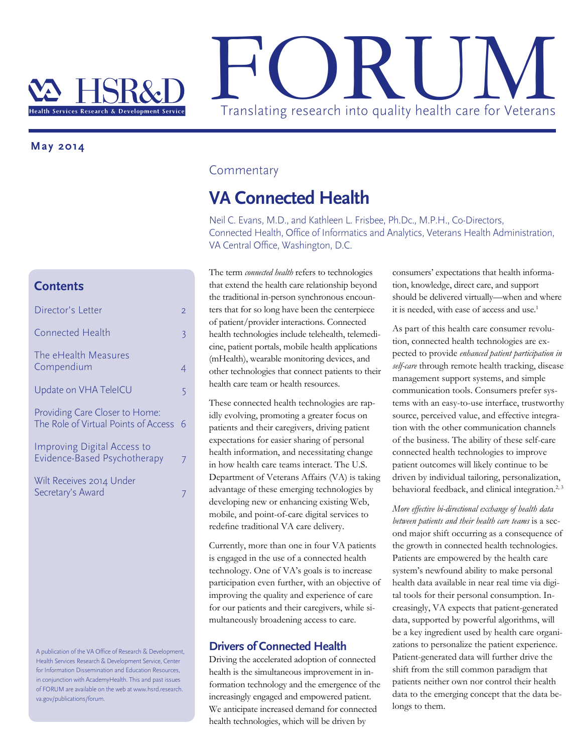# HSR&D FORUM

Translating research into quality health care for Veterans

**May 2014**

## Contents

| | |
|---|---|
| Director's Letter | 2 |
| Connected Health | 3 |
| The eHealth Measures Compendium | 4 |
| Update on VHA TeleICU | 5 |
| Providing Care Closer to Home: The Role of Virtual Points of Access | 6 |
| Improving Digital Access to Evidence-Based Psychotherapy | 7 |
| Wilt Receives 2014 Under Secretary's Award | 7 |

A publication of the VA Office of Research & Development, Health Services Research & Development Service, Center for Information Dissemination and Education Resources, in conjunction with AcademyHealth. This and past issues of FORUM are available on the web at www.hsrd.research.va.gov/publications/forum.

Commentary

## VA Connected Health

Neil C. Evans, M.D., and Kathleen L. Frisbee, Ph.Dc., M.P.H., Co-Directors, Connected Health, Office of Informatics and Analytics, Veterans Health Administration, VA Central Office, Washington, D.C.

The term *connected health* refers to technologies that extend the health care relationship beyond the traditional in-person synchronous encounters that for so long have been the centerpiece of patient/provider interactions. Connected health technologies include telehealth, telemedicine, patient portals, mobile health applications (mHealth), wearable monitoring devices, and other technologies that connect patients to their health care team or health resources.

These connected health technologies are rapidly evolving, promoting a greater focus on patients and their caregivers, driving patient expectations for easier sharing of personal health information, and necessitating change in how health care teams interact. The U.S. Department of Veterans Affairs (VA) is taking advantage of these emerging technologies by developing new or enhancing existing Web, mobile, and point-of-care digital services to redefine traditional VA care delivery.

Currently, more than one in four VA patients is engaged in the use of a connected health technology. One of VA's goals is to increase participation even further, with an objective of improving the quality and experience of care for our patients and their caregivers, while simultaneously broadening access to care.

### Drivers of Connected Health

Driving the accelerated adoption of connected health is the simultaneous improvement in information technology and the emergence of the increasingly engaged and empowered patient. We anticipate increased demand for connected health technologies, which will be driven by consumers' expectations that health information, knowledge, direct care, and support should be delivered virtually—when and where it is needed, with ease of access and use.[1]

As part of this health care consumer revolution, connected health technologies are expected to provide *enhanced patient participation in self-care* through remote health tracking, disease management support systems, and simple communication tools. Consumers prefer systems with an easy-to-use interface, trustworthy source, perceived value, and effective integration with the other communication channels of the business. The ability of these self-care connected health technologies to improve patient outcomes will likely continue to be driven by individual tailoring, personalization, behavioral feedback, and clinical integration.[2, 3]

*More effective bi-directional exchange of health data between patients and their health care teams* is a second major shift occurring as a consequence of the growth in connected health technologies. Patients are empowered by the health care system's newfound ability to make personal health data available in near real time via digital tools for their personal consumption. Increasingly, VA expects that patient-generated data, supported by powerful algorithms, will be a key ingredient used by health care organizations to personalize the patient experience. Patient-generated data will further drive the shift from the still common paradigm that patients neither own nor control their health data to the emerging concept that the data belongs to them.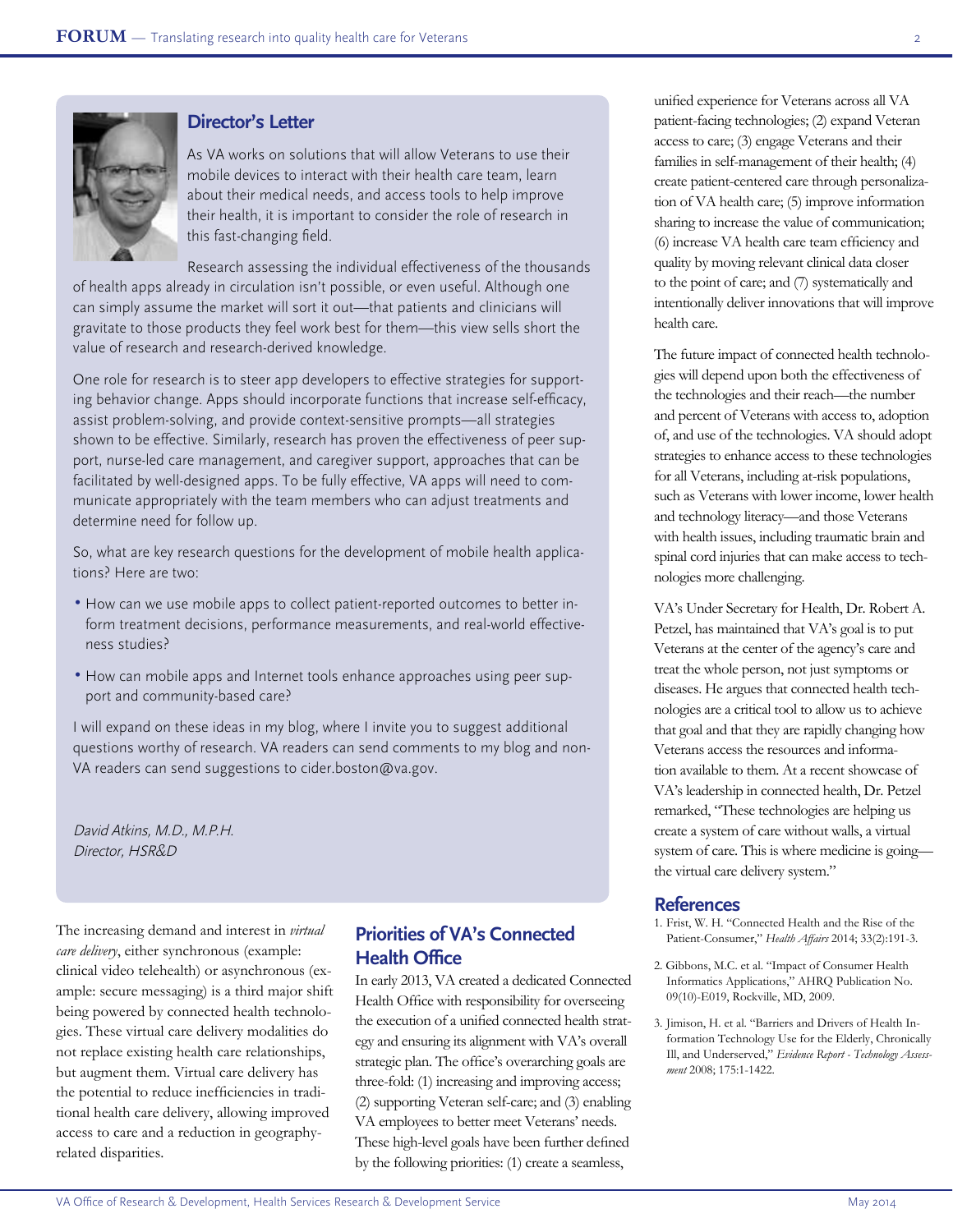## Director's Letter

As VA works on solutions that will allow Veterans to use their mobile devices to interact with their health care team, learn about their medical needs, and access tools to help improve their health, it is important to consider the role of research in this fast-changing field.

Research assessing the individual effectiveness of the thousands of health apps already in circulation isn't possible, or even useful. Although one can simply assume the market will sort it out—that patients and clinicians will gravitate to those products they feel work best for them—this view sells short the value of research and research-derived knowledge.

One role for research is to steer app developers to effective strategies for supporting behavior change. Apps should incorporate functions that increase self-efficacy, assist problem-solving, and provide context-sensitive prompts—all strategies shown to be effective. Similarly, research has proven the effectiveness of peer support, nurse-led care management, and caregiver support, approaches that can be facilitated by well-designed apps. To be fully effective, VA apps will need to communicate appropriately with the team members who can adjust treatments and determine need for follow up.

So, what are key research questions for the development of mobile health applications? Here are two:

- How can we use mobile apps to collect patient-reported outcomes to better inform treatment decisions, performance measurements, and real-world effectiveness studies?
- How can mobile apps and Internet tools enhance approaches using peer support and community-based care?

I will expand on these ideas in my blog, where I invite you to suggest additional questions worthy of research. VA readers can send comments to my blog and non-VA readers can send suggestions to cider.boston@va.gov.

*David Atkins, M.D., M.P.H.*
*Director, HSR&D*

The increasing demand and interest in *virtual care delivery*, either synchronous (example: clinical video telehealth) or asynchronous (example: secure messaging) is a third major shift being powered by connected health technologies. These virtual care delivery modalities do not replace existing health care relationships, but augment them. Virtual care delivery has the potential to reduce inefficiencies in traditional health care delivery, allowing improved access to care and a reduction in geography-related disparities.

## Priorities of VA's Connected Health Office

In early 2013, VA created a dedicated Connected Health Office with responsibility for overseeing the execution of a unified connected health strategy and ensuring its alignment with VA's overall strategic plan. The office's overarching goals are three-fold: (1) increasing and improving access; (2) supporting Veteran self-care; and (3) enabling VA employees to better meet Veterans' needs. These high-level goals have been further defined by the following priorities: (1) create a seamless, unified experience for Veterans across all VA patient-facing technologies; (2) expand Veteran access to care; (3) engage Veterans and their families in self-management of their health; (4) create patient-centered care through personalization of VA health care; (5) improve information sharing to increase the value of communication; (6) increase VA health care team efficiency and quality by moving relevant clinical data closer to the point of care; and (7) systematically and intentionally deliver innovations that will improve health care.

The future impact of connected health technologies will depend upon both the effectiveness of the technologies and their reach—the number and percent of Veterans with access to, adoption of, and use of the technologies. VA should adopt strategies to enhance access to these technologies for all Veterans, including at-risk populations, such as Veterans with lower income, lower health and technology literacy—and those Veterans with health issues, including traumatic brain and spinal cord injuries that can make access to technologies more challenging.

VA's Under Secretary for Health, Dr. Robert A. Petzel, has maintained that VA's goal is to put Veterans at the center of the agency's care and treat the whole person, not just symptoms or diseases. He argues that connected health technologies are a critical tool to allow us to achieve that goal and that they are rapidly changing how Veterans access the resources and information available to them. At a recent showcase of VA's leadership in connected health, Dr. Petzel remarked, "These technologies are helping us create a system of care without walls, a virtual system of care. This is where medicine is going—the virtual care delivery system."

## References

1. Frist, W. H. "Connected Health and the Rise of the Patient-Consumer," *Health Affairs* 2014; 33(2):191-3.
2. Gibbons, M.C. et al. "Impact of Consumer Health Informatics Applications," AHRQ Publication No. 09(10)-E019, Rockville, MD, 2009.
3. Jimison, H. et al. "Barriers and Drivers of Health Information Technology Use for the Elderly, Chronically Ill, and Underserved," *Evidence Report - Technology Assessment* 2008; 175:1-1422.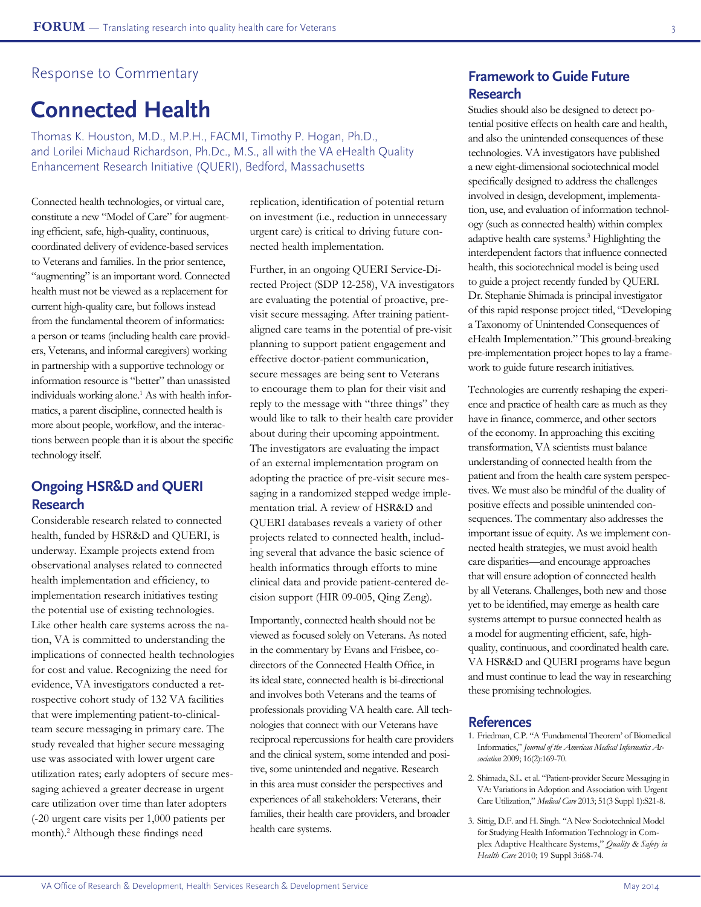Response to Commentary

# Connected Health

Thomas K. Houston, M.D., M.P.H., FACMI, Timothy P. Hogan, Ph.D., and Lorilei Michaud Richardson, Ph.Dc., M.S., all with the VA eHealth Quality Enhancement Research Initiative (QUERI), Bedford, Massachusetts

Connected health technologies, or virtual care, constitute a new "Model of Care" for augmenting efficient, safe, high-quality, continuous, coordinated delivery of evidence-based services to Veterans and families. In the prior sentence, "augmenting" is an important word. Connected health must not be viewed as a replacement for current high-quality care, but follows instead from the fundamental theorem of informatics: a person or teams (including health care providers, Veterans, and informal caregivers) working in partnership with a supportive technology or information resource is "better" than unassisted individuals working alone.[1] As with health informatics, a parent discipline, connected health is more about people, workflow, and the interactions between people than it is about the specific technology itself.

## Ongoing HSR&D and QUERI Research

Considerable research related to connected health, funded by HSR&D and QUERI, is underway. Example projects extend from observational analyses related to connected health implementation and efficiency, to implementation research initiatives testing the potential use of existing technologies. Like other health care systems across the nation, VA is committed to understanding the implications of connected health technologies for cost and value. Recognizing the need for evidence, VA investigators conducted a retrospective cohort study of 132 VA facilities that were implementing patient-to-clinical-team secure messaging in primary care. The study revealed that higher secure messaging use was associated with lower urgent care utilization rates; early adopters of secure messaging achieved a greater decrease in urgent care utilization over time than later adopters (-20 urgent care visits per 1,000 patients per month).[2] Although these findings need replication, identification of potential return on investment (i.e., reduction in unnecessary urgent care) is critical to driving future connected health implementation.

Further, in an ongoing QUERI Service-Directed Project (SDP 12-258), VA investigators are evaluating the potential of proactive, pre-visit secure messaging. After training patient-aligned care teams in the potential of pre-visit planning to support patient engagement and effective doctor-patient communication, secure messages are being sent to Veterans to encourage them to plan for their visit and reply to the message with "three things" they would like to talk to their health care provider about during their upcoming appointment. The investigators are evaluating the impact of an external implementation program on adopting the practice of pre-visit secure messaging in a randomized stepped wedge implementation trial. A review of HSR&D and QUERI databases reveals a variety of other projects related to connected health, including several that advance the basic science of health informatics through efforts to mine clinical data and provide patient-centered decision support (HIR 09-005, Qing Zeng).

Importantly, connected health should not be viewed as focused solely on Veterans. As noted in the commentary by Evans and Frisbee, co-directors of the Connected Health Office, in its ideal state, connected health is bi-directional and involves both Veterans and the teams of professionals providing VA health care. All technologies that connect with our Veterans have reciprocal repercussions for health care providers and the clinical system, some intended and positive, some unintended and negative. Research in this area must consider the perspectives and experiences of all stakeholders: Veterans, their families, their health care providers, and broader health care systems.

## Framework to Guide Future Research

Studies should also be designed to detect potential positive effects on health care and health, and also the unintended consequences of these technologies. VA investigators have published a new eight-dimensional sociotechnical model specifically designed to address the challenges involved in design, development, implementation, use, and evaluation of information technology (such as connected health) within complex adaptive health care systems.[3] Highlighting the interdependent factors that influence connected health, this sociotechnical model is being used to guide a project recently funded by QUERI. Dr. Stephanie Shimada is principal investigator of this rapid response project titled, "Developing a Taxonomy of Unintended Consequences of eHealth Implementation." This ground-breaking pre-implementation project hopes to lay a framework to guide future research initiatives.

Technologies are currently reshaping the experience and practice of health care as much as they have in finance, commerce, and other sectors of the economy. In approaching this exciting transformation, VA scientists must balance understanding of connected health from the patient and from the health care system perspectives. We must also be mindful of the duality of positive effects and possible unintended consequences. The commentary also addresses the important issue of equity. As we implement connected health strategies, we must avoid health care disparities—and encourage approaches that will ensure adoption of connected health by all Veterans. Challenges, both new and those yet to be identified, may emerge as health care systems attempt to pursue connected health as a model for augmenting efficient, safe, high-quality, continuous, and coordinated health care. VA HSR&D and QUERI programs have begun and must continue to lead the way in researching these promising technologies.

## References

1. Friedman, C.P. "A 'Fundamental Theorem' of Biomedical Informatics," *Journal of the American Medical Informatics Association* 2009; 16(2):169-70.
2. Shimada, S.L. et al. "Patient-provider Secure Messaging in VA: Variations in Adoption and Association with Urgent Care Utilization," *Medical Care* 2013; 51(3 Suppl 1):S21-8.
3. Sittig, D.F. and H. Singh. "A New Sociotechnical Model for Studying Health Information Technology in Complex Adaptive Healthcare Systems," *Quality & Safety in Health Care* 2010; 19 Suppl 3:i68-74.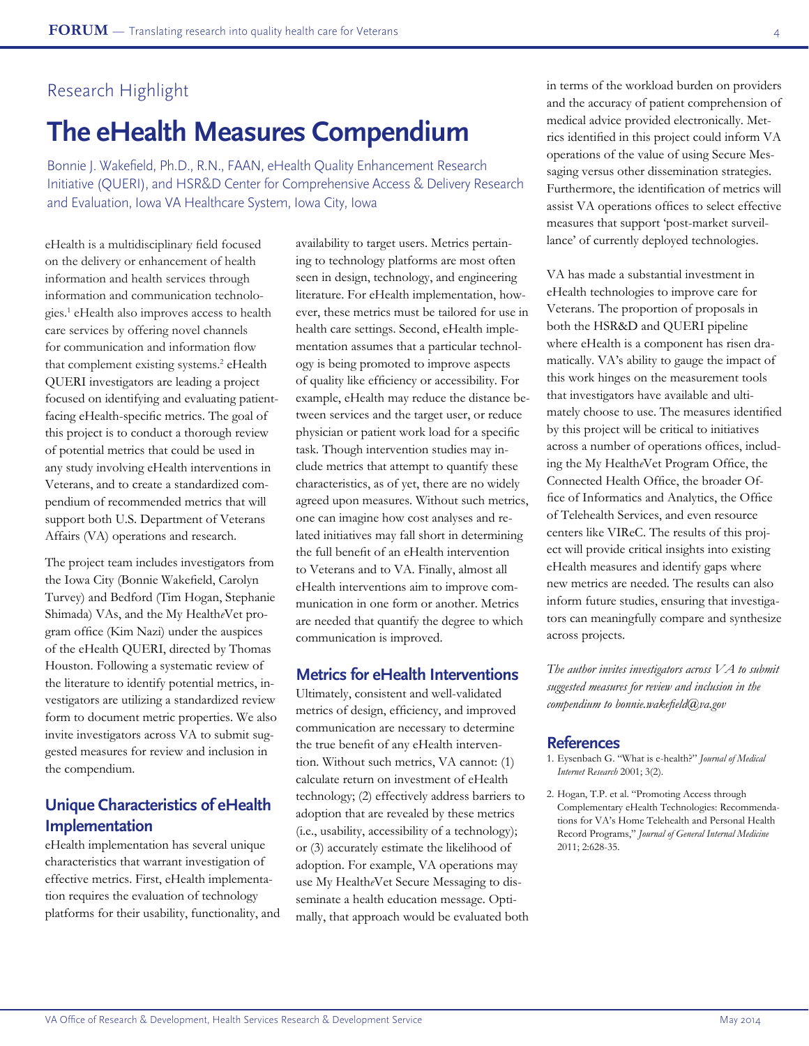Research Highlight

# The eHealth Measures Compendium

Bonnie J. Wakefield, Ph.D., R.N., FAAN, eHealth Quality Enhancement Research Initiative (QUERI), and HSR&D Center for Comprehensive Access & Delivery Research and Evaluation, Iowa VA Healthcare System, Iowa City, Iowa

eHealth is a multidisciplinary field focused on the delivery or enhancement of health information and health services through information and communication technologies.[1] eHealth also improves access to health care services by offering novel channels for communication and information flow that complement existing systems.[2] eHealth QUERI investigators are leading a project focused on identifying and evaluating patient-facing eHealth-specific metrics. The goal of this project is to conduct a thorough review of potential metrics that could be used in any study involving eHealth interventions in Veterans, and to create a standardized compendium of recommended metrics that will support both U.S. Department of Veterans Affairs (VA) operations and research.

The project team includes investigators from the Iowa City (Bonnie Wakefield, Carolyn Turvey) and Bedford (Tim Hogan, Stephanie Shimada) VAs, and the My Health*e*Vet program office (Kim Nazi) under the auspices of the eHealth QUERI, directed by Thomas Houston. Following a systematic review of the literature to identify potential metrics, investigators are utilizing a standardized review form to document metric properties. We also invite investigators across VA to submit suggested measures for review and inclusion in the compendium.

## Unique Characteristics of eHealth Implementation

eHealth implementation has several unique characteristics that warrant investigation of effective metrics. First, eHealth implementation requires the evaluation of technology platforms for their usability, functionality, and availability to target users. Metrics pertaining to technology platforms are most often seen in design, technology, and engineering literature. For eHealth implementation, however, these metrics must be tailored for use in health care settings. Second, eHealth implementation assumes that a particular technology is being promoted to improve aspects of quality like efficiency or accessibility. For example, eHealth may reduce the distance between services and the target user, or reduce physician or patient work load for a specific task. Though intervention studies may include metrics that attempt to quantify these characteristics, as of yet, there are no widely agreed upon measures. Without such metrics, one can imagine how cost analyses and related initiatives may fall short in determining the full benefit of an eHealth intervention to Veterans and to VA. Finally, almost all eHealth interventions aim to improve communication in one form or another. Metrics are needed that quantify the degree to which communication is improved.

## Metrics for eHealth Interventions

Ultimately, consistent and well-validated metrics of design, efficiency, and improved communication are necessary to determine the true benefit of any eHealth intervention. Without such metrics, VA cannot: (1) calculate return on investment of eHealth technology; (2) effectively address barriers to adoption that are revealed by these metrics (i.e., usability, accessibility of a technology); or (3) accurately estimate the likelihood of adoption. For example, VA operations may use My Health*e*Vet Secure Messaging to disseminate a health education message. Optimally, that approach would be evaluated both in terms of the workload burden on providers and the accuracy of patient comprehension of medical advice provided electronically. Metrics identified in this project could inform VA operations of the value of using Secure Messaging versus other dissemination strategies. Furthermore, the identification of metrics will assist VA operations offices to select effective measures that support 'post-market surveillance' of currently deployed technologies.

VA has made a substantial investment in eHealth technologies to improve care for Veterans. The proportion of proposals in both the HSR&D and QUERI pipeline where eHealth is a component has risen dramatically. VA's ability to gauge the impact of this work hinges on the measurement tools that investigators have available and ultimately choose to use. The measures identified by this project will be critical to initiatives across a number of operations offices, including the My Health*e*Vet Program Office, the Connected Health Office, the broader Office of Informatics and Analytics, the Office of Telehealth Services, and even resource centers like VIReC. The results of this project will provide critical insights into existing eHealth measures and identify gaps where new metrics are needed. The results can also inform future studies, ensuring that investigators can meaningfully compare and synthesize across projects.

*The author invites investigators across VA to submit suggested measures for review and inclusion in the compendium to bonnie.wakefield@va.gov*

## References

1. Eysenbach G. "What is e-health?" *Journal of Medical Internet Research* 2001; 3(2).
2. Hogan, T.P. et al. "Promoting Access through Complementary eHealth Technologies: Recommendations for VA's Home Telehealth and Personal Health Record Programs," *Journal of General Internal Medicine* 2011; 2:628-35.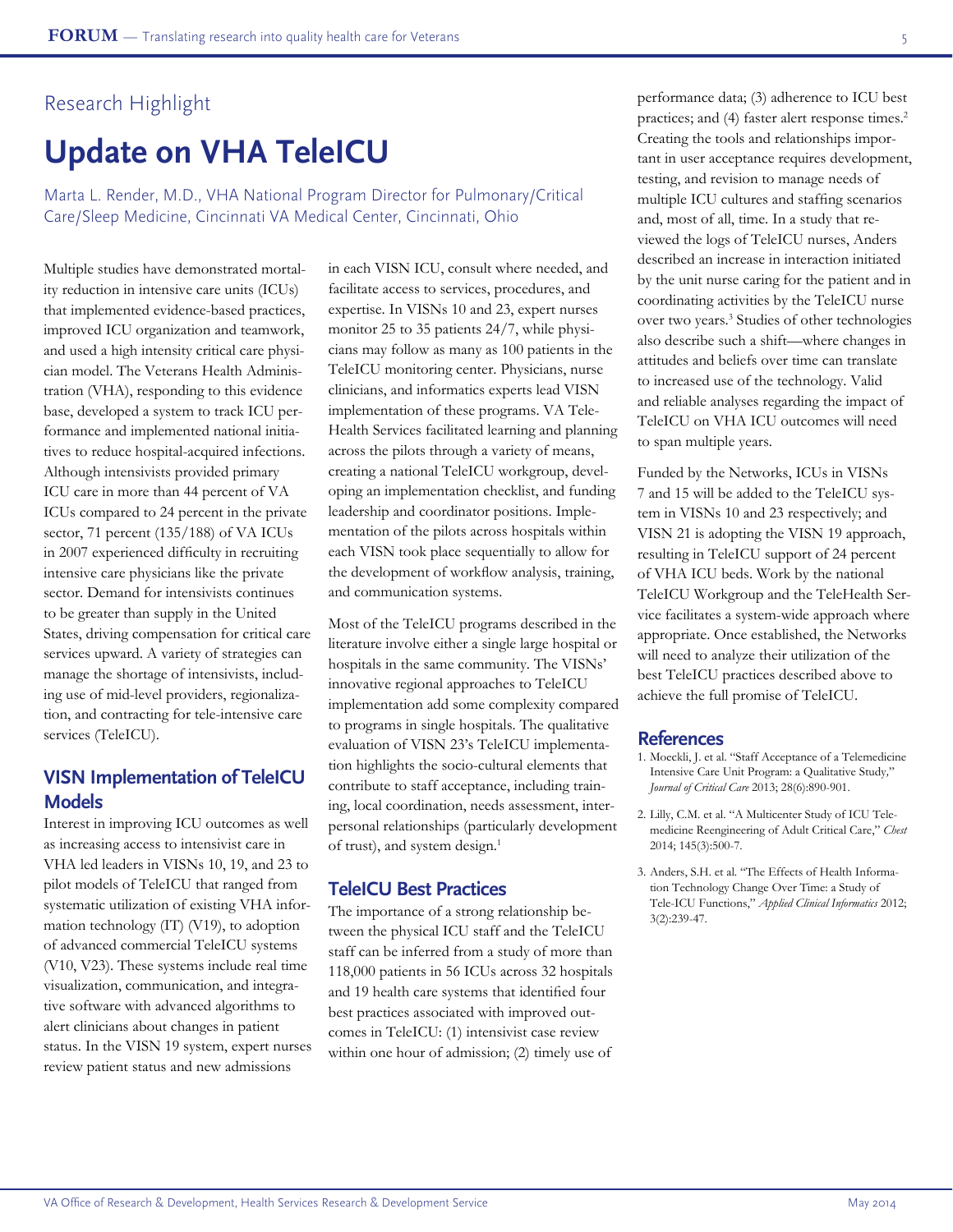Research Highlight

# Update on VHA TeleICU

Marta L. Render, M.D., VHA National Program Director for Pulmonary/Critical Care/Sleep Medicine, Cincinnati VA Medical Center, Cincinnati, Ohio

Multiple studies have demonstrated mortality reduction in intensive care units (ICUs) that implemented evidence-based practices, improved ICU organization and teamwork, and used a high intensity critical care physician model. The Veterans Health Administration (VHA), responding to this evidence base, developed a system to track ICU performance and implemented national initiatives to reduce hospital-acquired infections. Although intensivists provided primary ICU care in more than 44 percent of VA ICUs compared to 24 percent in the private sector, 71 percent (135/188) of VA ICUs in 2007 experienced difficulty in recruiting intensive care physicians like the private sector. Demand for intensivists continues to be greater than supply in the United States, driving compensation for critical care services upward. A variety of strategies can manage the shortage of intensivists, including use of mid-level providers, regionalization, and contracting for tele-intensive care services (TeleICU).

## VISN Implementation of TeleICU Models

Interest in improving ICU outcomes as well as increasing access to intensivist care in VHA led leaders in VISNs 10, 19, and 23 to pilot models of TeleICU that ranged from systematic utilization of existing VHA information technology (IT) (V19), to adoption of advanced commercial TeleICU systems (V10, V23). These systems include real time visualization, communication, and integrative software with advanced algorithms to alert clinicians about changes in patient status. In the VISN 19 system, expert nurses review patient status and new admissions in each VISN ICU, consult where needed, and facilitate access to services, procedures, and expertise. In VISNs 10 and 23, expert nurses monitor 25 to 35 patients 24/7, while physicians may follow as many as 100 patients in the TeleICU monitoring center. Physicians, nurse clinicians, and informatics experts lead VISN implementation of these programs. VA TeleHealth Services facilitated learning and planning across the pilots through a variety of means, creating a national TeleICU workgroup, developing an implementation checklist, and funding leadership and coordinator positions. Implementation of the pilots across hospitals within each VISN took place sequentially to allow for the development of workflow analysis, training, and communication systems.

Most of the TeleICU programs described in the literature involve either a single large hospital or hospitals in the same community. The VISNs' innovative regional approaches to TeleICU implementation add some complexity compared to programs in single hospitals. The qualitative evaluation of VISN 23's TeleICU implementation highlights the socio-cultural elements that contribute to staff acceptance, including training, local coordination, needs assessment, interpersonal relationships (particularly development of trust), and system design.[1]

## TeleICU Best Practices

The importance of a strong relationship between the physical ICU staff and the TeleICU staff can be inferred from a study of more than 118,000 patients in 56 ICUs across 32 hospitals and 19 health care systems that identified four best practices associated with improved outcomes in TeleICU: (1) intensivist case review within one hour of admission; (2) timely use of performance data; (3) adherence to ICU best practices; and (4) faster alert response times.[2] Creating the tools and relationships important in user acceptance requires development, testing, and revision to manage needs of multiple ICU cultures and staffing scenarios and, most of all, time. In a study that reviewed the logs of TeleICU nurses, Anders described an increase in interaction initiated by the unit nurse caring for the patient and in coordinating activities by the TeleICU nurse over two years.[3] Studies of other technologies also describe such a shift—where changes in attitudes and beliefs over time can translate to increased use of the technology. Valid and reliable analyses regarding the impact of TeleICU on VHA ICU outcomes will need to span multiple years.

Funded by the Networks, ICUs in VISNs 7 and 15 will be added to the TeleICU system in VISNs 10 and 23 respectively; and VISN 21 is adopting the VISN 19 approach, resulting in TeleICU support of 24 percent of VHA ICU beds. Work by the national TeleICU Workgroup and the TeleHealth Service facilitates a system-wide approach where appropriate. Once established, the Networks will need to analyze their utilization of the best TeleICU practices described above to achieve the full promise of TeleICU.

## References

1. Moeckli, J. et al. "Staff Acceptance of a Telemedicine Intensive Care Unit Program: a Qualitative Study," *Journal of Critical Care* 2013; 28(6):890-901.
2. Lilly, C.M. et al. "A Multicenter Study of ICU Telemedicine Reengineering of Adult Critical Care," *Chest* 2014; 145(3):500-7.
3. Anders, S.H. et al. "The Effects of Health Information Technology Change Over Time: a Study of Tele-ICU Functions," *Applied Clinical Informatics* 2012; 3(2):239-47.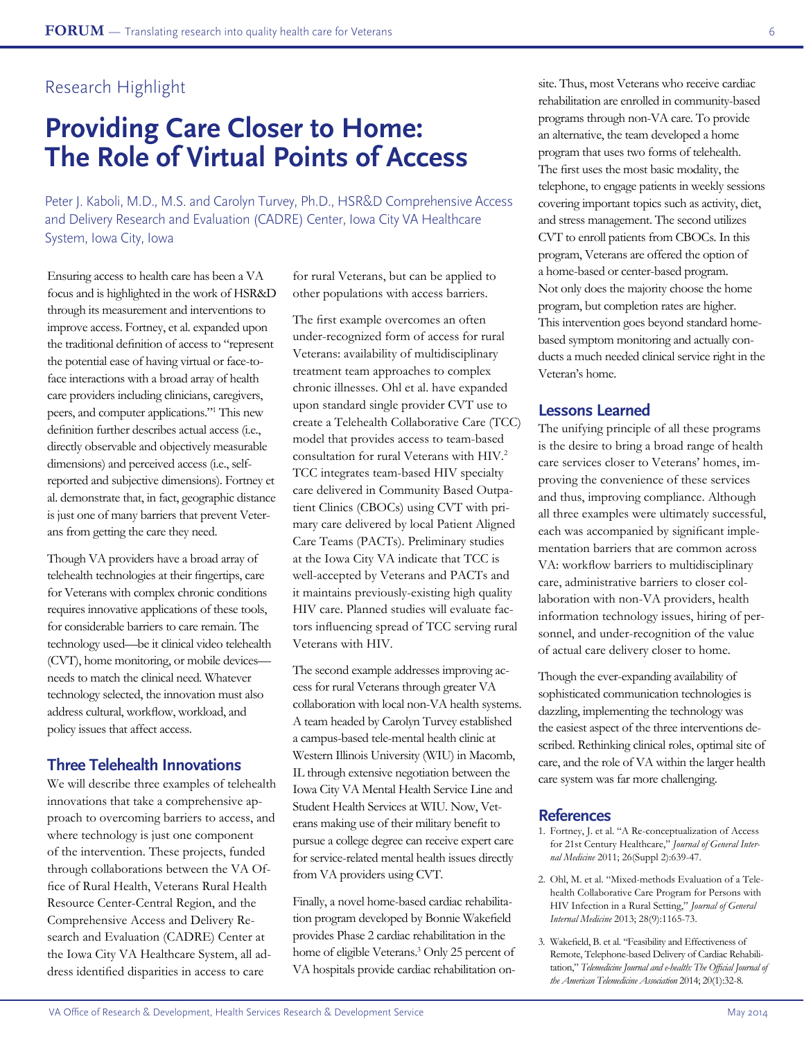Research Highlight

# Providing Care Closer to Home: The Role of Virtual Points of Access

Peter J. Kaboli, M.D., M.S. and Carolyn Turvey, Ph.D., HSR&D Comprehensive Access and Delivery Research and Evaluation (CADRE) Center, Iowa City VA Healthcare System, Iowa City, Iowa

Ensuring access to health care has been a VA focus and is highlighted in the work of HSR&D through its measurement and interventions to improve access. Fortney, et al. expanded upon the traditional definition of access to "represent the potential ease of having virtual or face-to-face interactions with a broad array of health care providers including clinicians, caregivers, peers, and computer applications."[1] This new definition further describes actual access (i.e., directly observable and objectively measurable dimensions) and perceived access (i.e., self-reported and subjective dimensions). Fortney et al. demonstrate that, in fact, geographic distance is just one of many barriers that prevent Veterans from getting the care they need.

Though VA providers have a broad array of telehealth technologies at their fingertips, care for Veterans with complex chronic conditions requires innovative applications of these tools, for considerable barriers to care remain. The technology used—be it clinical video telehealth (CVT), home monitoring, or mobile devices—needs to match the clinical need. Whatever technology selected, the innovation must also address cultural, workflow, workload, and policy issues that affect access.

## Three Telehealth Innovations

We will describe three examples of telehealth innovations that take a comprehensive approach to overcoming barriers to access, and where technology is just one component of the intervention. These projects, funded through collaborations between the VA Office of Rural Health, Veterans Rural Health Resource Center-Central Region, and the Comprehensive Access and Delivery Research and Evaluation (CADRE) Center at the Iowa City VA Healthcare System, all address identified disparities in access to care for rural Veterans, but can be applied to other populations with access barriers.

The first example overcomes an often under-recognized form of access for rural Veterans: availability of multidisciplinary treatment team approaches to complex chronic illnesses. Ohl et al. have expanded upon standard single provider CVT use to create a Telehealth Collaborative Care (TCC) model that provides access to team-based consultation for rural Veterans with HIV.[2] TCC integrates team-based HIV specialty care delivered in Community Based Outpatient Clinics (CBOCs) using CVT with primary care delivered by local Patient Aligned Care Teams (PACTs). Preliminary studies at the Iowa City VA indicate that TCC is well-accepted by Veterans and PACTs and it maintains previously-existing high quality HIV care. Planned studies will evaluate factors influencing spread of TCC serving rural Veterans with HIV.

The second example addresses improving access for rural Veterans through greater VA collaboration with local non-VA health systems. A team headed by Carolyn Turvey established a campus-based tele-mental health clinic at Western Illinois University (WIU) in Macomb, IL through extensive negotiation between the Iowa City VA Mental Health Service Line and Student Health Services at WIU. Now, Veterans making use of their military benefit to pursue a college degree can receive expert care for service-related mental health issues directly from VA providers using CVT.

Finally, a novel home-based cardiac rehabilitation program developed by Bonnie Wakefield provides Phase 2 cardiac rehabilitation in the home of eligible Veterans.[3] Only 25 percent of VA hospitals provide cardiac rehabilitation on-site. Thus, most Veterans who receive cardiac rehabilitation are enrolled in community-based programs through non-VA care. To provide an alternative, the team developed a home program that uses two forms of telehealth. The first uses the most basic modality, the telephone, to engage patients in weekly sessions covering important topics such as activity, diet, and stress management. The second utilizes CVT to enroll patients from CBOCs. In this program, Veterans are offered the option of a home-based or center-based program. Not only does the majority choose the home program, but completion rates are higher. This intervention goes beyond standard home-based symptom monitoring and actually conducts a much needed clinical service right in the Veteran's home.

## Lessons Learned

The unifying principle of all these programs is the desire to bring a broad range of health care services closer to Veterans' homes, improving the convenience of these services and thus, improving compliance. Although all three examples were ultimately successful, each was accompanied by significant implementation barriers that are common across VA: workflow barriers to multidisciplinary care, administrative barriers to closer collaboration with non-VA providers, health information technology issues, hiring of personnel, and under-recognition of the value of actual care delivery closer to home.

Though the ever-expanding availability of sophisticated communication technologies is dazzling, implementing the technology was the easiest aspect of the three interventions described. Rethinking clinical roles, optimal site of care, and the role of VA within the larger health care system was far more challenging.

## References

1. Fortney, J. et al. "A Re-conceptualization of Access for 21st Century Healthcare," *Journal of General Internal Medicine* 2011; 26(Suppl 2):639-47.
2. Ohl, M. et al. "Mixed-methods Evaluation of a Telehealth Collaborative Care Program for Persons with HIV Infection in a Rural Setting," *Journal of General Internal Medicine* 2013; 28(9):1165-73.
3. Wakefield, B. et al. "Feasibility and Effectiveness of Remote, Telephone-based Delivery of Cardiac Rehabilitation," *Telemedicine Journal and e-health: The Official Journal of the American Telemedicine Association* 2014; 20(1):32-8.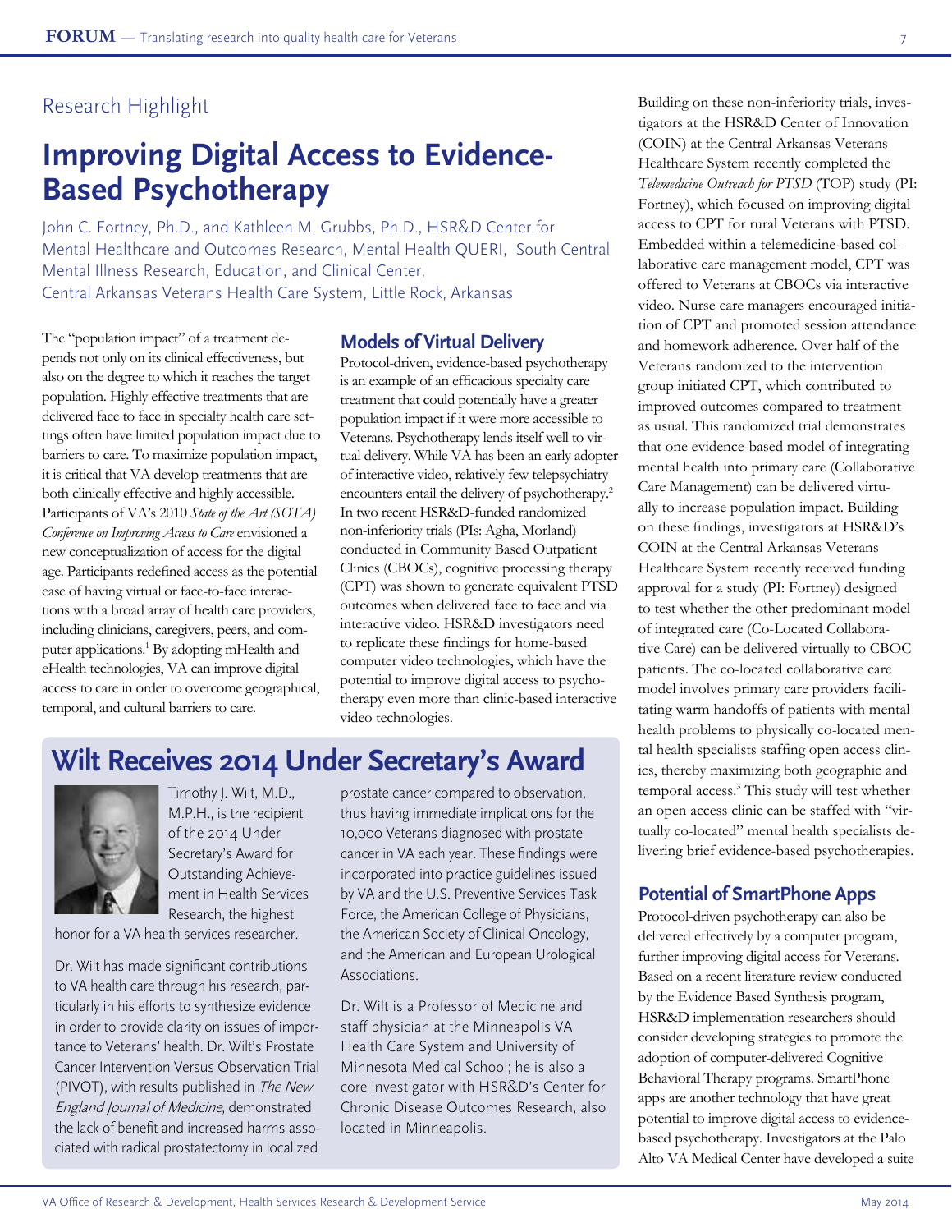Research Highlight

# Improving Digital Access to Evidence-Based Psychotherapy

John C. Fortney, Ph.D., and Kathleen M. Grubbs, Ph.D., HSR&D Center for Mental Healthcare and Outcomes Research, Mental Health QUERI, South Central Mental Illness Research, Education, and Clinical Center, Central Arkansas Veterans Health Care System, Little Rock, Arkansas

The "population impact" of a treatment depends not only on its clinical effectiveness, but also on the degree to which it reaches the target population. Highly effective treatments that are delivered face to face in specialty health care settings often have limited population impact due to barriers to care. To maximize population impact, it is critical that VA develop treatments that are both clinically effective and highly accessible. Participants of VA's 2010 *State of the Art (SOTA) Conference on Improving Access to Care* envisioned a new conceptualization of access for the digital age. Participants redefined access as the potential ease of having virtual or face-to-face interactions with a broad array of health care providers, including clinicians, caregivers, peers, and computer applications.[1] By adopting mHealth and eHealth technologies, VA can improve digital access to care in order to overcome geographical, temporal, and cultural barriers to care.

## Models of Virtual Delivery

Protocol-driven, evidence-based psychotherapy is an example of an efficacious specialty care treatment that could potentially have a greater population impact if it were more accessible to Veterans. Psychotherapy lends itself well to virtual delivery. While VA has been an early adopter of interactive video, relatively few telepsychiatry encounters entail the delivery of psychotherapy.[2] In two recent HSR&D-funded randomized non-inferiority trials (PIs: Agha, Morland) conducted in Community Based Outpatient Clinics (CBOCs), cognitive processing therapy (CPT) was shown to generate equivalent PTSD outcomes when delivered face to face and via interactive video. HSR&D investigators need to replicate these findings for home-based computer video technologies, which have the potential to improve digital access to psychotherapy even more than clinic-based interactive video technologies.

Building on these non-inferiority trials, investigators at the HSR&D Center of Innovation (COIN) at the Central Arkansas Veterans Healthcare System recently completed the *Telemedicine Outreach for PTSD* (TOP) study (PI: Fortney), which focused on improving digital access to CPT for rural Veterans with PTSD. Embedded within a telemedicine-based collaborative care management model, CPT was offered to Veterans at CBOCs via interactive video. Nurse care managers encouraged initiation of CPT and promoted session attendance and homework adherence. Over half of the Veterans randomized to the intervention group initiated CPT, which contributed to improved outcomes compared to treatment as usual. This randomized trial demonstrates that one evidence-based model of integrating mental health into primary care (Collaborative Care Management) can be delivered virtually to increase population impact. Building on these findings, investigators at HSR&D's COIN at the Central Arkansas Veterans Healthcare System recently received funding approval for a study (PI: Fortney) designed to test whether the other predominant model of integrated care (Co-Located Collaborative Care) can be delivered virtually to CBOC patients. The co-located collaborative care model involves primary care providers facilitating warm handoffs of patients with mental health problems to physically co-located mental health specialists staffing open access clinics, thereby maximizing both geographic and temporal access.[3] This study will test whether an open access clinic can be staffed with "virtually co-located" mental health specialists delivering brief evidence-based psychotherapies.

## Potential of SmartPhone Apps

Protocol-driven psychotherapy can also be delivered effectively by a computer program, further improving digital access for Veterans. Based on a recent literature review conducted by the Evidence Based Synthesis program, HSR&D implementation researchers should consider developing strategies to promote the adoption of computer-delivered Cognitive Behavioral Therapy programs. SmartPhone apps are another technology that have great potential to improve digital access to evidence-based psychotherapy. Investigators at the Palo Alto VA Medical Center have developed a suite

# Wilt Receives 2014 Under Secretary's Award

Timothy J. Wilt, M.D., M.P.H., is the recipient of the 2014 Under Secretary's Award for Outstanding Achievement in Health Services Research, the highest honor for a VA health services researcher.

Dr. Wilt has made significant contributions to VA health care through his research, particularly in his efforts to synthesize evidence in order to provide clarity on issues of importance to Veterans' health. Dr. Wilt's Prostate Cancer Intervention Versus Observation Trial (PIVOT), with results published in *The New England Journal of Medicine*, demonstrated the lack of benefit and increased harms associated with radical prostatectomy in localized prostate cancer compared to observation, thus having immediate implications for the 10,000 Veterans diagnosed with prostate cancer in VA each year. These findings were incorporated into practice guidelines issued by VA and the U.S. Preventive Services Task Force, the American College of Physicians, the American Society of Clinical Oncology, and the American and European Urological Associations.

Dr. Wilt is a Professor of Medicine and staff physician at the Minneapolis VA Health Care System and University of Minnesota Medical School; he is also a core investigator with HSR&D's Center for Chronic Disease Outcomes Research, also located in Minneapolis.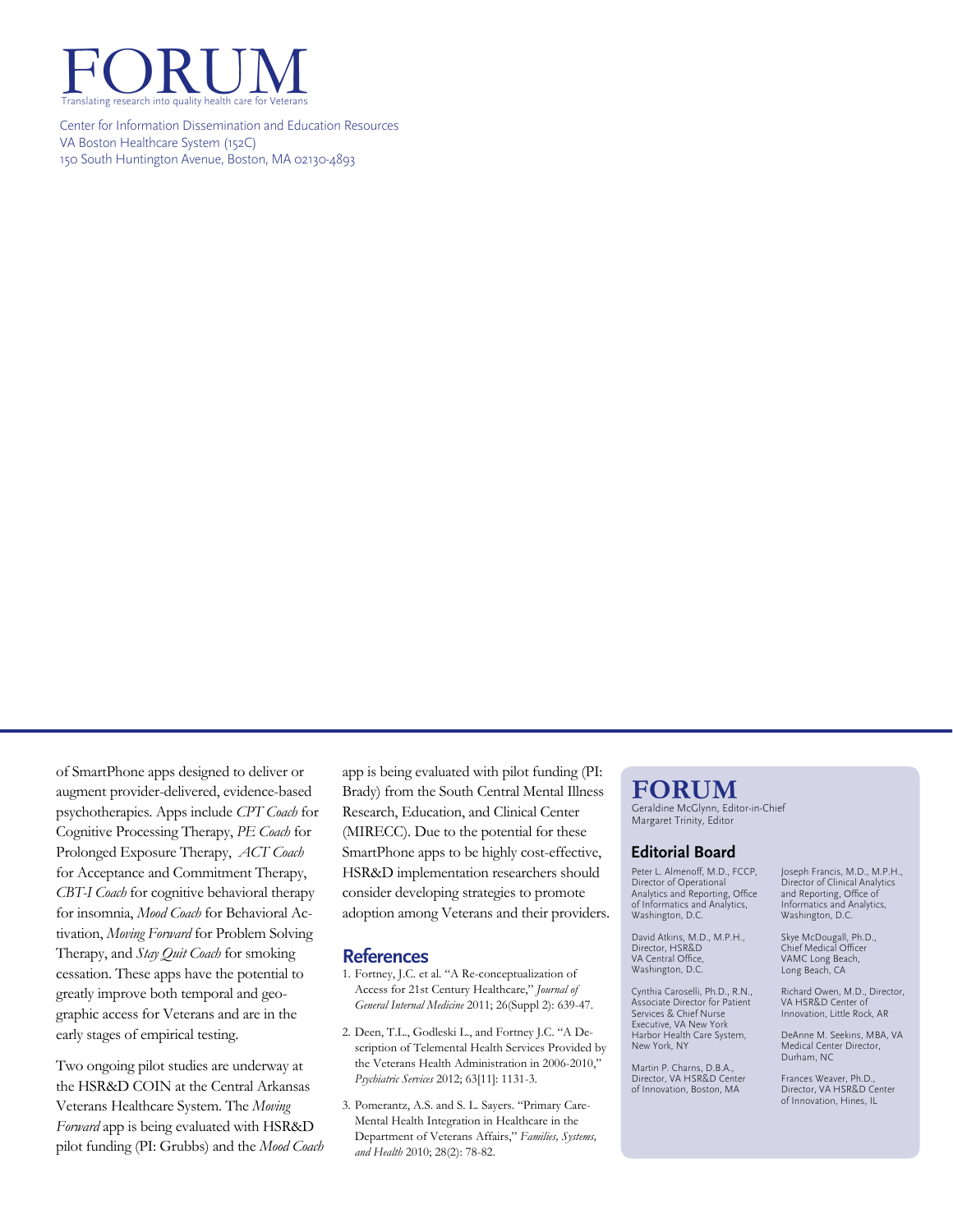# FORUM

Translating research into quality health care for Veterans

Center for Information Dissemination and Education Resources
VA Boston Healthcare System (152C)
150 South Huntington Avenue, Boston, MA 02130-4893

of SmartPhone apps designed to deliver or augment provider-delivered, evidence-based psychotherapies. Apps include *CPT Coach* for Cognitive Processing Therapy, *PE Coach* for Prolonged Exposure Therapy, *ACT Coach* for Acceptance and Commitment Therapy, *CBT-I Coach* for cognitive behavioral therapy for insomnia, *Mood Coach* for Behavioral Activation, *Moving Forward* for Problem Solving Therapy, and *Stay Quit Coach* for smoking cessation. These apps have the potential to greatly improve both temporal and geographic access for Veterans and are in the early stages of empirical testing.

Two ongoing pilot studies are underway at the HSR&D COIN at the Central Arkansas Veterans Healthcare System. The *Moving Forward* app is being evaluated with HSR&D pilot funding (PI: Grubbs) and the *Mood Coach* app is being evaluated with pilot funding (PI: Brady) from the South Central Mental Illness Research, Education, and Clinical Center (MIRECC). Due to the potential for these SmartPhone apps to be highly cost-effective, HSR&D implementation researchers should consider developing strategies to promote adoption among Veterans and their providers.

## References

1. Fortney, J.C. et al. "A Re-conceptualization of Access for 21st Century Healthcare," *Journal of General Internal Medicine* 2011; 26(Suppl 2): 639-47.
2. Deen, T.L., Godleski L., and Fortney J.C. "A Description of Telemental Health Services Provided by the Veterans Health Administration in 2006-2010," *Psychiatric Services* 2012; 63[11]: 1131-3.
3. Pomerantz, A.S. and S. L. Sayers. "Primary Care-Mental Health Integration in Healthcare in the Department of Veterans Affairs," *Families, Systems, and Health* 2010; 28(2): 78-82.

## FORUM

Geraldine McGlynn, Editor-in-Chief
Margaret Trinity, Editor

### Editorial Board

Peter L. Almenoff, M.D., FCCP, Director of Operational Analytics and Reporting, Office of Informatics and Analytics, Washington, D.C.

David Atkins, M.D., M.P.H., Director, HSR&D VA Central Office, Washington, D.C.

Cynthia Caroselli, Ph.D., R.N., Associate Director for Patient Services & Chief Nurse Executive, VA New York Harbor Health Care System, New York, NY

Martin P. Charns, D.B.A., Director, VA HSR&D Center of Innovation, Boston, MA

Joseph Francis, M.D., M.P.H., Director of Clinical Analytics and Reporting, Office of Informatics and Analytics, Washington, D.C.

Skye McDougall, Ph.D., Chief Medical Officer VAMC Long Beach, Long Beach, CA

Richard Owen, M.D., Director, VA HSR&D Center of Innovation, Little Rock, AR

DeAnne M. Seekins, MBA, VA Medical Center Director, Durham, NC

Frances Weaver, Ph.D., Director, VA HSR&D Center of Innovation, Hines, IL